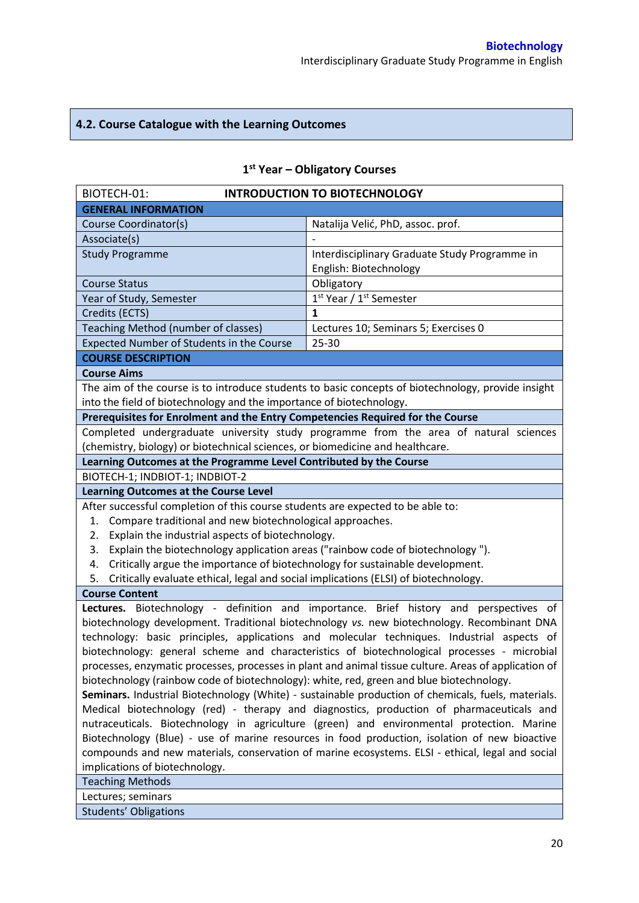## 4.2. Course Catalogue with the Learning Outcomes

### 1st Year – Obligatory Courses

| BIOTECH-01: | INTRODUCTION TO BIOTECHNOLOGY |
|---|---|
| **GENERAL INFORMATION** | |
| Course Coordinator(s) | Natalija Velić, PhD, assoc. prof. |
| Associate(s) | - |
| Study Programme | Interdisciplinary Graduate Study Programme in English: Biotechnology |
| Course Status | Obligatory |
| Year of Study, Semester | 1st Year / 1st Semester |
| Credits (ECTS) | **1** |
| Teaching Method (number of classes) | Lectures 10; Seminars 5; Exercises 0 |
| Expected Number of Students in the Course | 25-30 |
| **COURSE DESCRIPTION** | |
| **Course Aims** | |
| The aim of the course is to introduce students to basic concepts of biotechnology, provide insight into the field of biotechnology and the importance of biotechnology. | |
| **Prerequisites for Enrolment and the Entry Competencies Required for the Course** | |
| Completed undergraduate university study programme from the area of natural sciences (chemistry, biology) or biotechnical sciences, or biomedicine and healthcare. | |
| **Learning Outcomes at the Programme Level Contributed by the Course** | |
| BIOTECH-1; INDBIOT-1; INDBIOT-2 | |
| **Learning Outcomes at the Course Level** | |
| After successful completion of this course students are expected to be able to: 1. Compare traditional and new biotechnological approaches. 2. Explain the industrial aspects of biotechnology. 3. Explain the biotechnology application areas ("rainbow code of biotechnology "). 4. Critically argue the importance of biotechnology for sustainable development. 5. Critically evaluate ethical, legal and social implications (ELSI) of biotechnology. | |
| **Course Content** | |
| **Lectures.** Biotechnology - definition and importance. Brief history and perspectives of biotechnology development. Traditional biotechnology *vs.* new biotechnology. Recombinant DNA technology: basic principles, applications and molecular techniques. Industrial aspects of biotechnology: general scheme and characteristics of biotechnological processes - microbial processes, enzymatic processes, processes in plant and animal tissue culture. Areas of application of biotechnology (rainbow code of biotechnology): white, red, green and blue biotechnology. **Seminars.** Industrial Biotechnology (White) - sustainable production of chemicals, fuels, materials. Medical biotechnology (red) - therapy and diagnostics, production of pharmaceuticals and nutraceuticals. Biotechnology in agriculture (green) and environmental protection. Marine Biotechnology (Blue) - use of marine resources in food production, isolation of new bioactive compounds and new materials, conservation of marine ecosystems. ELSI - ethical, legal and social implications of biotechnology. | |
| Teaching Methods | |
| Lectures; seminars | |
| Students' Obligations | |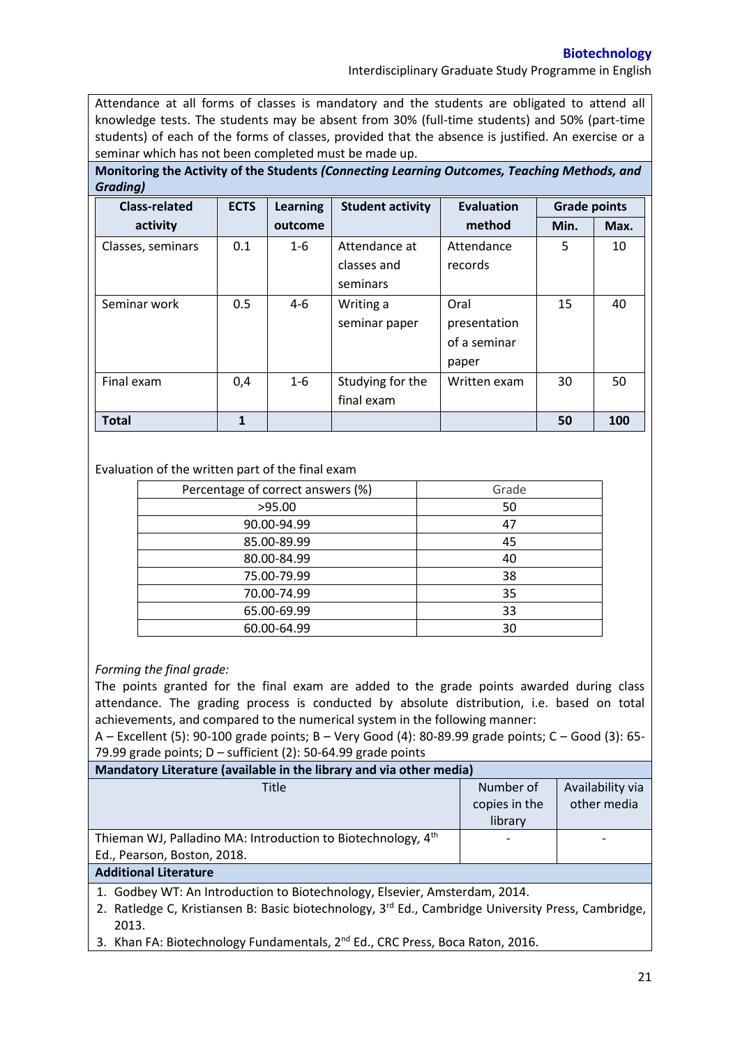Attendance at all forms of classes is mandatory and the students are obligated to attend all knowledge tests. The students may be absent from 30% (full-time students) and 50% (part-time students) of each of the forms of classes, provided that the absence is justified. An exercise or a seminar which has not been completed must be made up.

**Monitoring the Activity of the Students *(Connecting Learning Outcomes, Teaching Methods, and Grading)***

| Class-related activity | ECTS | Learning outcome | Student activity | Evaluation method | Grade points | |
|---|---|---|---|---|---|---|
| | | | | | Min. | Max. |
| Classes, seminars | 0.1 | 1-6 | Attendance at classes and seminars | Attendance records | 5 | 10 |
| Seminar work | 0.5 | 4-6 | Writing a seminar paper | Oral presentation of a seminar paper | 15 | 40 |
| Final exam | 0,4 | 1-6 | Studying for the final exam | Written exam | 30 | 50 |
| **Total** | **1** | | | | **50** | **100** |

Evaluation of the written part of the final exam

| Percentage of correct answers (%) | Grade |
|---|---|
| >95.00 | 50 |
| 90.00-94.99 | 47 |
| 85.00-89.99 | 45 |
| 80.00-84.99 | 40 |
| 75.00-79.99 | 38 |
| 70.00-74.99 | 35 |
| 65.00-69.99 | 33 |
| 60.00-64.99 | 30 |

*Forming the final grade:*

The points granted for the final exam are added to the grade points awarded during class attendance. The grading process is conducted by absolute distribution, i.e. based on total achievements, and compared to the numerical system in the following manner:

A – Excellent (5): 90-100 grade points; B – Very Good (4): 80-89.99 grade points; C – Good (3): 65-79.99 grade points; D – sufficient (2): 50-64.99 grade points

**Mandatory Literature (available in the library and via other media)**

| Title | Number of copies in the library | Availability via other media |
|---|---|---|
| Thieman WJ, Palladino MA: Introduction to Biotechnology, 4th Ed., Pearson, Boston, 2018. | - | - |

**Additional Literature**

1. Godbey WT: An Introduction to Biotechnology, Elsevier, Amsterdam, 2014.
2. Ratledge C, Kristiansen B: Basic biotechnology, 3rd Ed., Cambridge University Press, Cambridge, 2013.
3. Khan FA: Biotechnology Fundamentals, 2nd Ed., CRC Press, Boca Raton, 2016.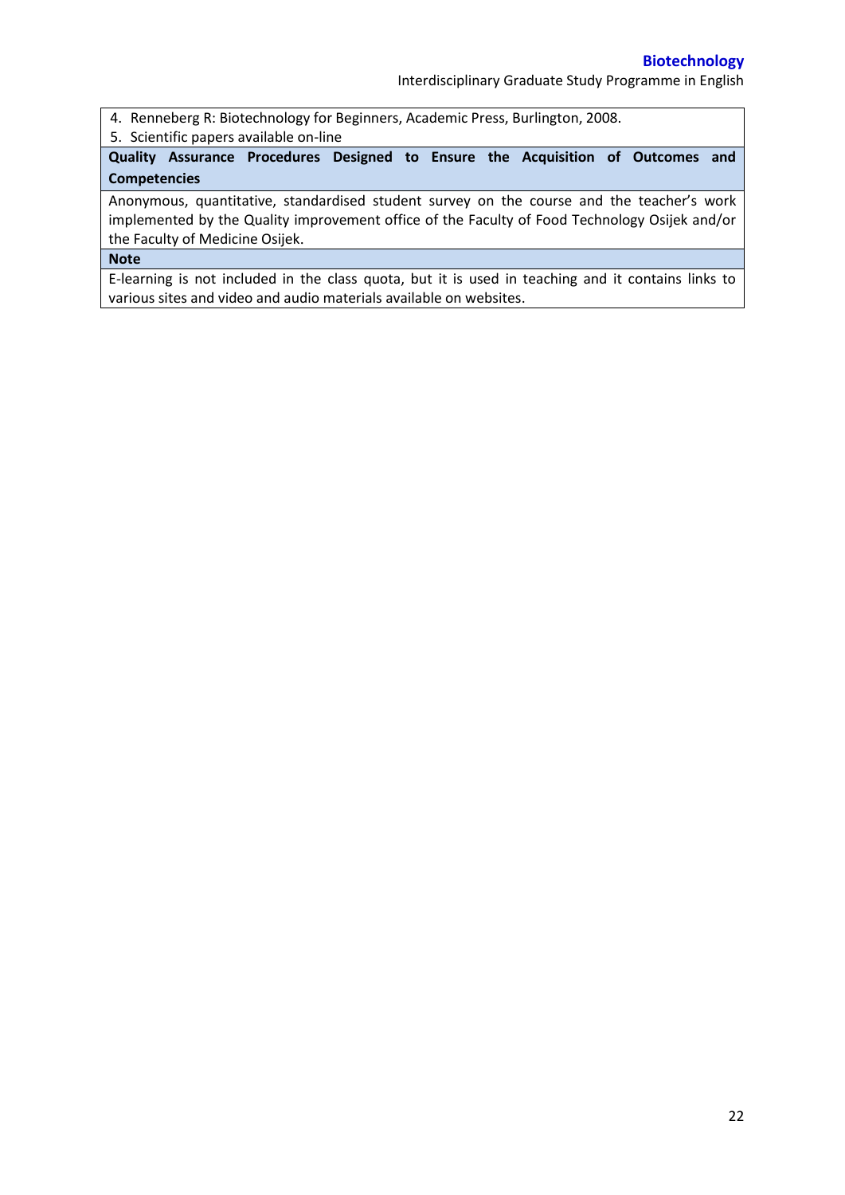4. Renneberg R: Biotechnology for Beginners, Academic Press, Burlington, 2008.
5. Scientific papers available on-line

**Quality Assurance Procedures Designed to Ensure the Acquisition of Outcomes and Competencies**

Anonymous, quantitative, standardised student survey on the course and the teacher's work implemented by the Quality improvement office of the Faculty of Food Technology Osijek and/or the Faculty of Medicine Osijek.

**Note**

E-learning is not included in the class quota, but it is used in teaching and it contains links to various sites and video and audio materials available on websites.